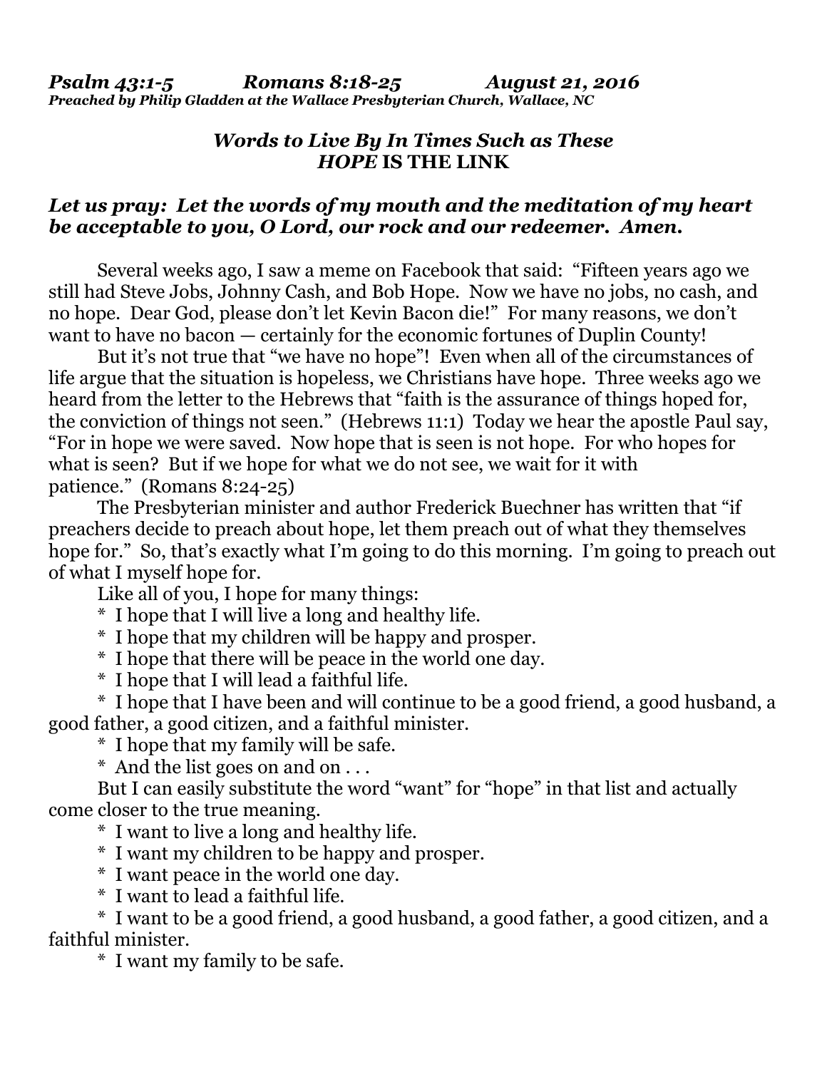***Psalm 43:1-5 Romans 8:18-25 August 21, 2016***
***Preached by Philip Gladden at the Wallace Presbyterian Church, Wallace, NC***

## *Words to Live By In Times Such as These*
## *HOPE* IS THE LINK

***Let us pray: Let the words of my mouth and the meditation of my heart be acceptable to you, O Lord, our rock and our redeemer. Amen.***

Several weeks ago, I saw a meme on Facebook that said: "Fifteen years ago we still had Steve Jobs, Johnny Cash, and Bob Hope. Now we have no jobs, no cash, and no hope. Dear God, please don't let Kevin Bacon die!" For many reasons, we don't want to have no bacon — certainly for the economic fortunes of Duplin County!

But it's not true that "we have no hope"! Even when all of the circumstances of life argue that the situation is hopeless, we Christians have hope. Three weeks ago we heard from the letter to the Hebrews that "faith is the assurance of things hoped for, the conviction of things not seen." (Hebrews 11:1) Today we hear the apostle Paul say, "For in hope we were saved. Now hope that is seen is not hope. For who hopes for what is seen? But if we hope for what we do not see, we wait for it with patience." (Romans 8:24-25)

The Presbyterian minister and author Frederick Buechner has written that "if preachers decide to preach about hope, let them preach out of what they themselves hope for." So, that's exactly what I'm going to do this morning. I'm going to preach out of what I myself hope for.

Like all of you, I hope for many things:

* I hope that I will live a long and healthy life.
* I hope that my children will be happy and prosper.
* I hope that there will be peace in the world one day.
* I hope that I will lead a faithful life.
* I hope that I have been and will continue to be a good friend, a good husband, a good father, a good citizen, and a faithful minister.
* I hope that my family will be safe.
* And the list goes on and on . . .

But I can easily substitute the word "want" for "hope" in that list and actually come closer to the true meaning.

* I want to live a long and healthy life.
* I want my children to be happy and prosper.
* I want peace in the world one day.
* I want to lead a faithful life.
* I want to be a good friend, a good husband, a good father, a good citizen, and a faithful minister.
* I want my family to be safe.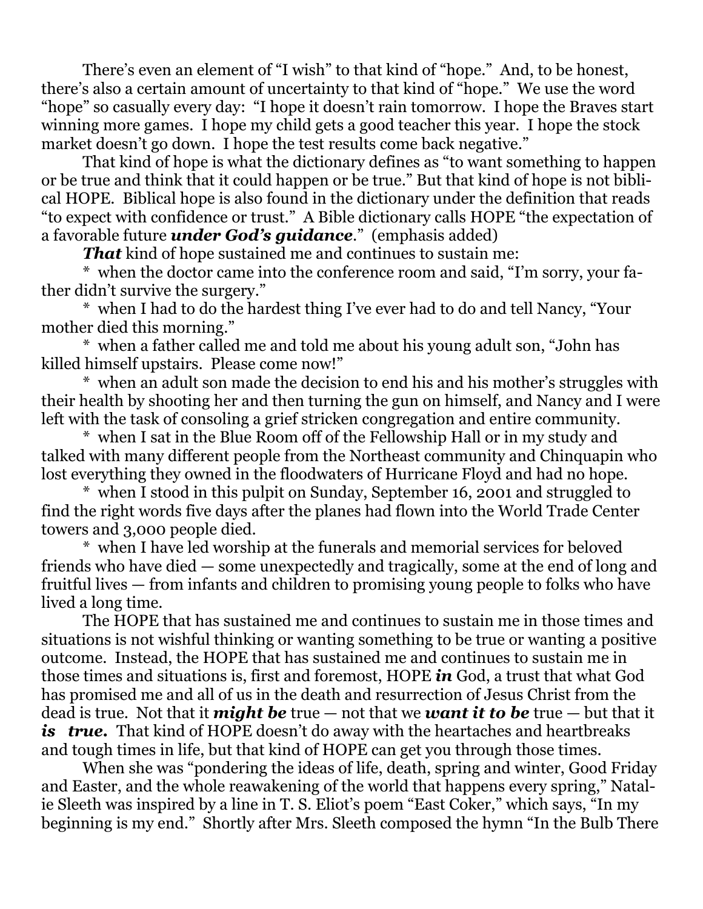There's even an element of "I wish" to that kind of "hope." And, to be honest, there's also a certain amount of uncertainty to that kind of "hope." We use the word "hope" so casually every day: "I hope it doesn't rain tomorrow. I hope the Braves start winning more games. I hope my child gets a good teacher this year. I hope the stock market doesn't go down. I hope the test results come back negative."

That kind of hope is what the dictionary defines as "to want something to happen or be true and think that it could happen or be true." But that kind of hope is not biblical HOPE. Biblical hope is also found in the dictionary under the definition that reads "to expect with confidence or trust." A Bible dictionary calls HOPE "the expectation of a favorable future ***under God's guidance***." (emphasis added)

***That*** kind of hope sustained me and continues to sustain me:

* when the doctor came into the conference room and said, "I'm sorry, your father didn't survive the surgery."

* when I had to do the hardest thing I've ever had to do and tell Nancy, "Your mother died this morning."

* when a father called me and told me about his young adult son, "John has killed himself upstairs. Please come now!"

* when an adult son made the decision to end his and his mother's struggles with their health by shooting her and then turning the gun on himself, and Nancy and I were left with the task of consoling a grief stricken congregation and entire community.

* when I sat in the Blue Room off of the Fellowship Hall or in my study and talked with many different people from the Northeast community and Chinquapin who lost everything they owned in the floodwaters of Hurricane Floyd and had no hope.

* when I stood in this pulpit on Sunday, September 16, 2001 and struggled to find the right words five days after the planes had flown into the World Trade Center towers and 3,000 people died.

* when I have led worship at the funerals and memorial services for beloved friends who have died — some unexpectedly and tragically, some at the end of long and fruitful lives — from infants and children to promising young people to folks who have lived a long time.

The HOPE that has sustained me and continues to sustain me in those times and situations is not wishful thinking or wanting something to be true or wanting a positive outcome. Instead, the HOPE that has sustained me and continues to sustain me in those times and situations is, first and foremost, HOPE ***in*** God, a trust that what God has promised me and all of us in the death and resurrection of Jesus Christ from the dead is true. Not that it ***might be*** true — not that we ***want it to be*** true — but that it ***is true.*** That kind of HOPE doesn't do away with the heartaches and heartbreaks and tough times in life, but that kind of HOPE can get you through those times.

When she was "pondering the ideas of life, death, spring and winter, Good Friday and Easter, and the whole reawakening of the world that happens every spring," Natalie Sleeth was inspired by a line in T. S. Eliot's poem "East Coker," which says, "In my beginning is my end." Shortly after Mrs. Sleeth composed the hymn "In the Bulb There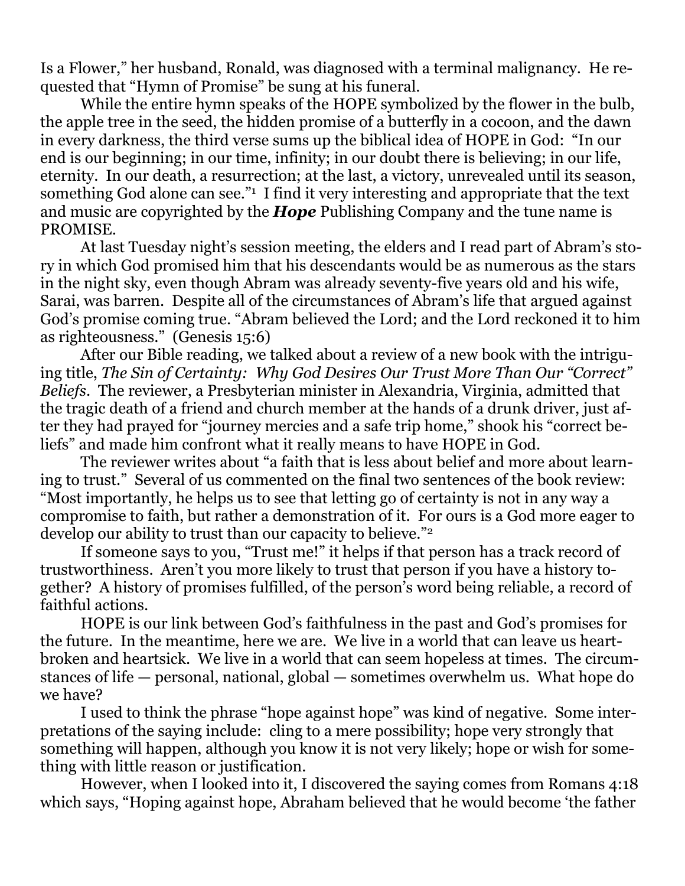Is a Flower," her husband, Ronald, was diagnosed with a terminal malignancy. He requested that "Hymn of Promise" be sung at his funeral.

While the entire hymn speaks of the HOPE symbolized by the flower in the bulb, the apple tree in the seed, the hidden promise of a butterfly in a cocoon, and the dawn in every darkness, the third verse sums up the biblical idea of HOPE in God: "In our end is our beginning; in our time, infinity; in our doubt there is believing; in our life, eternity. In our death, a resurrection; at the last, a victory, unrevealed until its season, something God alone can see."[1] I find it very interesting and appropriate that the text and music are copyrighted by the ***Hope*** Publishing Company and the tune name is PROMISE.

At last Tuesday night's session meeting, the elders and I read part of Abram's story in which God promised him that his descendants would be as numerous as the stars in the night sky, even though Abram was already seventy-five years old and his wife, Sarai, was barren. Despite all of the circumstances of Abram's life that argued against God's promise coming true. "Abram believed the Lord; and the Lord reckoned it to him as righteousness." (Genesis 15:6)

After our Bible reading, we talked about a review of a new book with the intriguing title, *The Sin of Certainty: Why God Desires Our Trust More Than Our "Correct" Beliefs*. The reviewer, a Presbyterian minister in Alexandria, Virginia, admitted that the tragic death of a friend and church member at the hands of a drunk driver, just after they had prayed for "journey mercies and a safe trip home," shook his "correct beliefs" and made him confront what it really means to have HOPE in God.

The reviewer writes about "a faith that is less about belief and more about learning to trust." Several of us commented on the final two sentences of the book review: "Most importantly, he helps us to see that letting go of certainty is not in any way a compromise to faith, but rather a demonstration of it. For ours is a God more eager to develop our ability to trust than our capacity to believe."[2]

If someone says to you, "Trust me!" it helps if that person has a track record of trustworthiness. Aren't you more likely to trust that person if you have a history together? A history of promises fulfilled, of the person's word being reliable, a record of faithful actions.

HOPE is our link between God's faithfulness in the past and God's promises for the future. In the meantime, here we are. We live in a world that can leave us heartbroken and heartsick. We live in a world that can seem hopeless at times. The circumstances of life — personal, national, global — sometimes overwhelm us. What hope do we have?

I used to think the phrase "hope against hope" was kind of negative. Some interpretations of the saying include: cling to a mere possibility; hope very strongly that something will happen, although you know it is not very likely; hope or wish for something with little reason or justification.

However, when I looked into it, I discovered the saying comes from Romans 4:18 which says, "Hoping against hope, Abraham believed that he would become 'the father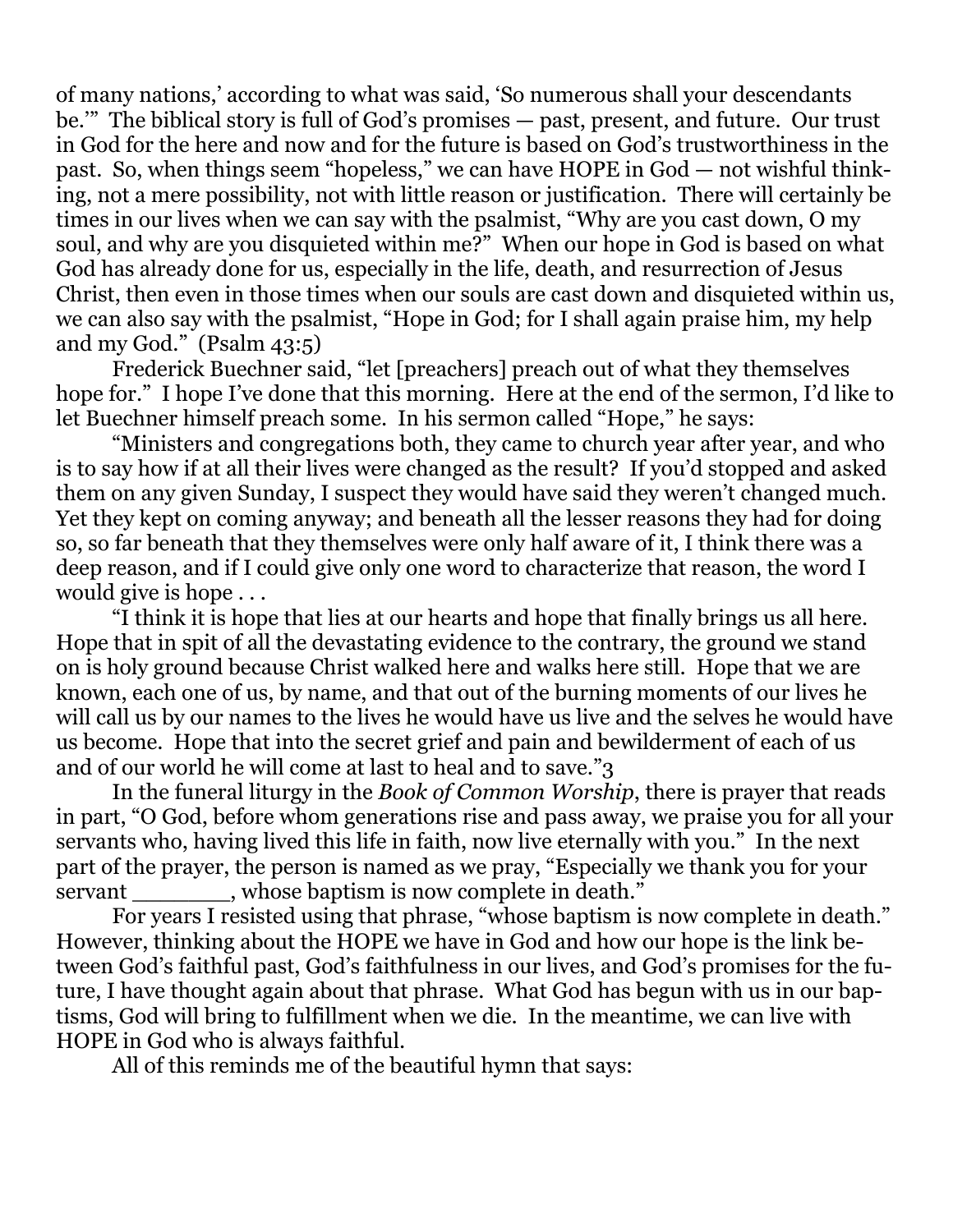of many nations,' according to what was said, 'So numerous shall your descendants be.'" The biblical story is full of God's promises — past, present, and future. Our trust in God for the here and now and for the future is based on God's trustworthiness in the past. So, when things seem "hopeless," we can have HOPE in God — not wishful thinking, not a mere possibility, not with little reason or justification. There will certainly be times in our lives when we can say with the psalmist, "Why are you cast down, O my soul, and why are you disquieted within me?" When our hope in God is based on what God has already done for us, especially in the life, death, and resurrection of Jesus Christ, then even in those times when our souls are cast down and disquieted within us, we can also say with the psalmist, "Hope in God; for I shall again praise him, my help and my God." (Psalm 43:5)

Frederick Buechner said, "let [preachers] preach out of what they themselves hope for." I hope I've done that this morning. Here at the end of the sermon, I'd like to let Buechner himself preach some. In his sermon called "Hope," he says:

"Ministers and congregations both, they came to church year after year, and who is to say how if at all their lives were changed as the result? If you'd stopped and asked them on any given Sunday, I suspect they would have said they weren't changed much. Yet they kept on coming anyway; and beneath all the lesser reasons they had for doing so, so far beneath that they themselves were only half aware of it, I think there was a deep reason, and if I could give only one word to characterize that reason, the word I would give is hope . . .

"I think it is hope that lies at our hearts and hope that finally brings us all here. Hope that in spit of all the devastating evidence to the contrary, the ground we stand on is holy ground because Christ walked here and walks here still. Hope that we are known, each one of us, by name, and that out of the burning moments of our lives he will call us by our names to the lives he would have us live and the selves he would have us become. Hope that into the secret grief and pain and bewilderment of each of us and of our world he will come at last to heal and to save."[3]

In the funeral liturgy in the *Book of Common Worship*, there is prayer that reads in part, "O God, before whom generations rise and pass away, we praise you for all your servants who, having lived this life in faith, now live eternally with you." In the next part of the prayer, the person is named as we pray, "Especially we thank you for your servant _______, whose baptism is now complete in death."

For years I resisted using that phrase, "whose baptism is now complete in death." However, thinking about the HOPE we have in God and how our hope is the link between God's faithful past, God's faithfulness in our lives, and God's promises for the future, I have thought again about that phrase. What God has begun with us in our baptisms, God will bring to fulfillment when we die. In the meantime, we can live with HOPE in God who is always faithful.

All of this reminds me of the beautiful hymn that says: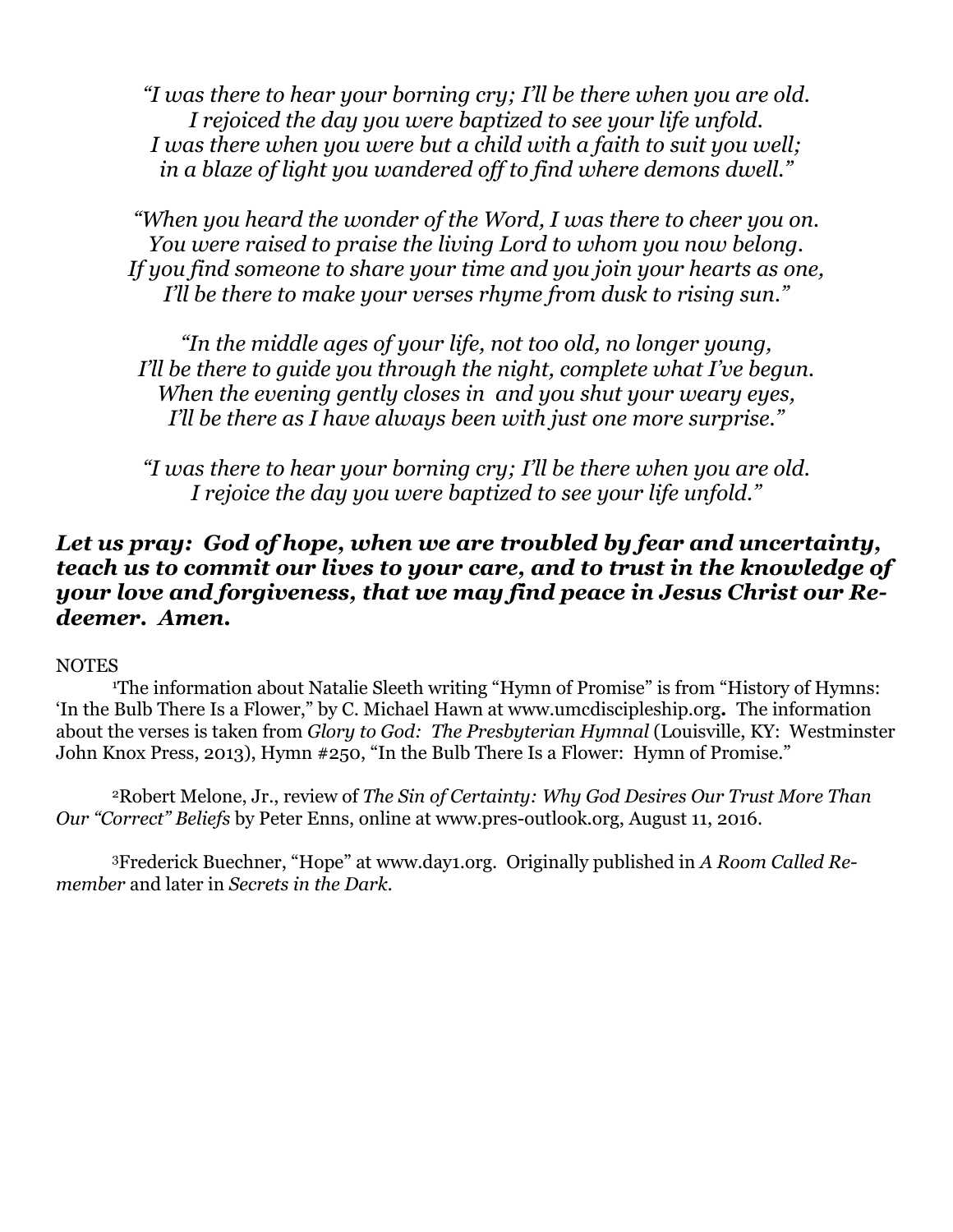*"I was there to hear your borning cry; I'll be there when you are old.*
*I rejoiced the day you were baptized to see your life unfold.*
*I was there when you were but a child with a faith to suit you well;*
*in a blaze of light you wandered off to find where demons dwell."*

*"When you heard the wonder of the Word, I was there to cheer you on.*
*You were raised to praise the living Lord to whom you now belong.*
*If you find someone to share your time and you join your hearts as one,*
*I'll be there to make your verses rhyme from dusk to rising sun."*

*"In the middle ages of your life, not too old, no longer young,*
*I'll be there to guide you through the night, complete what I've begun.*
*When the evening gently closes in and you shut your weary eyes,*
*I'll be there as I have always been with just one more surprise."*

*"I was there to hear your borning cry; I'll be there when you are old.*
*I rejoice the day you were baptized to see your life unfold."*

***Let us pray: God of hope, when we are troubled by fear and uncertainty, teach us to commit our lives to your care, and to trust in the knowledge of your love and forgiveness, that we may find peace in Jesus Christ our Redeemer. Amen.***

NOTES

[1]The information about Natalie Sleeth writing "Hymn of Promise" is from "History of Hymns: 'In the Bulb There Is a Flower," by C. Michael Hawn at www.umcdiscipleship.org**.** The information about the verses is taken from *Glory to God: The Presbyterian Hymnal* (Louisville, KY: Westminster John Knox Press, 2013), Hymn #250, "In the Bulb There Is a Flower: Hymn of Promise."

[2]Robert Melone, Jr., review of *The Sin of Certainty: Why God Desires Our Trust More Than Our "Correct" Beliefs* by Peter Enns, online at www.pres-outlook.org, August 11, 2016.

[3]Frederick Buechner, "Hope" at www.day1.org. Originally published in *A Room Called Remember* and later in *Secrets in the Dark.*